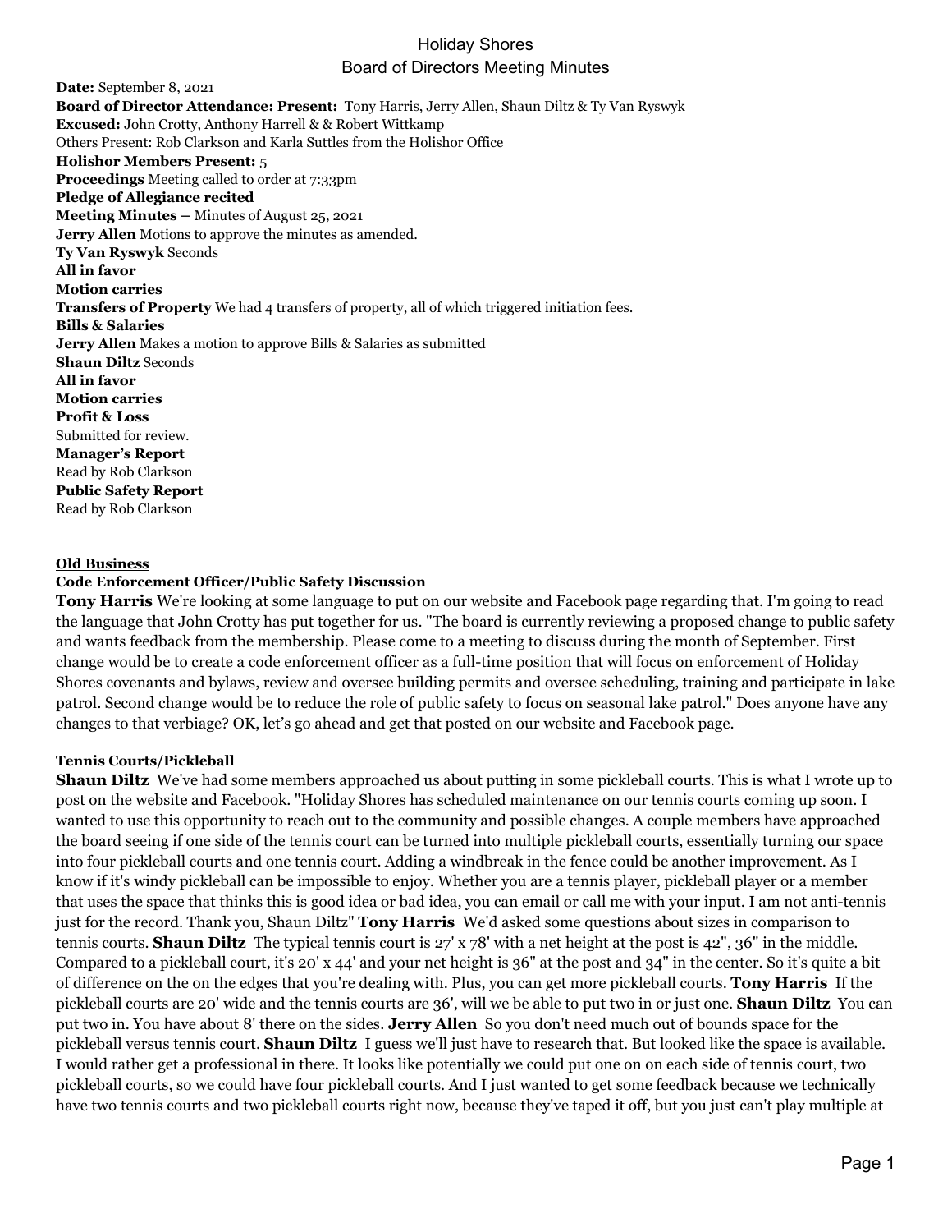# Holiday Shores

## Board of Directors Meeting Minutes

**Date:** September 8, 2021
**Board of Director Attendance: Present:** Tony Harris, Jerry Allen, Shaun Diltz & Ty Van Ryswyk
**Excused:** John Crotty, Anthony Harrell & & Robert Wittkamp
Others Present: Rob Clarkson and Karla Suttles from the Holishor Office
**Holishor Members Present:** 5
**Proceedings** Meeting called to order at 7:33pm
**Pledge of Allegiance recited**
**Meeting Minutes –** Minutes of August 25, 2021
**Jerry Allen** Motions to approve the minutes as amended.
**Ty Van Ryswyk** Seconds
**All in favor**
**Motion carries**
**Transfers of Property** We had 4 transfers of property, all of which triggered initiation fees.
**Bills & Salaries**
**Jerry Allen** Makes a motion to approve Bills & Salaries as submitted
**Shaun Diltz** Seconds
**All in favor**
**Motion carries**
**Profit & Loss**
Submitted for review.
**Manager's Report**
Read by Rob Clarkson
**Public Safety Report**
Read by Rob Clarkson

### Old Business

**Code Enforcement Officer/Public Safety Discussion**

**Tony Harris** We're looking at some language to put on our website and Facebook page regarding that. I'm going to read the language that John Crotty has put together for us. "The board is currently reviewing a proposed change to public safety and wants feedback from the membership. Please come to a meeting to discuss during the month of September. First change would be to create a code enforcement officer as a full-time position that will focus on enforcement of Holiday Shores covenants and bylaws, review and oversee building permits and oversee scheduling, training and participate in lake patrol. Second change would be to reduce the role of public safety to focus on seasonal lake patrol." Does anyone have any changes to that verbiage? OK, let's go ahead and get that posted on our website and Facebook page.

**Tennis Courts/Pickleball**

**Shaun Diltz** We've had some members approached us about putting in some pickleball courts. This is what I wrote up to post on the website and Facebook. "Holiday Shores has scheduled maintenance on our tennis courts coming up soon. I wanted to use this opportunity to reach out to the community and possible changes. A couple members have approached the board seeing if one side of the tennis court can be turned into multiple pickleball courts, essentially turning our space into four pickleball courts and one tennis court. Adding a windbreak in the fence could be another improvement. As I know if it's windy pickleball can be impossible to enjoy. Whether you are a tennis player, pickleball player or a member that uses the space that thinks this is good idea or bad idea, you can email or call me with your input. I am not anti-tennis just for the record. Thank you, Shaun Diltz" **Tony Harris** We'd asked some questions about sizes in comparison to tennis courts. **Shaun Diltz** The typical tennis court is 27' x 78' with a net height at the post is 42", 36" in the middle. Compared to a pickleball court, it's 20' x 44' and your net height is 36" at the post and 34" in the center. So it's quite a bit of difference on the on the edges that you're dealing with. Plus, you can get more pickleball courts. **Tony Harris** If the pickleball courts are 20' wide and the tennis courts are 36', will we be able to put two in or just one. **Shaun Diltz** You can put two in. You have about 8' there on the sides. **Jerry Allen** So you don't need much out of bounds space for the pickleball versus tennis court. **Shaun Diltz** I guess we'll just have to research that. But looked like the space is available. I would rather get a professional in there. It looks like potentially we could put one on on each side of tennis court, two pickleball courts, so we could have four pickleball courts. And I just wanted to get some feedback because we technically have two tennis courts and two pickleball courts right now, because they've taped it off, but you just can't play multiple at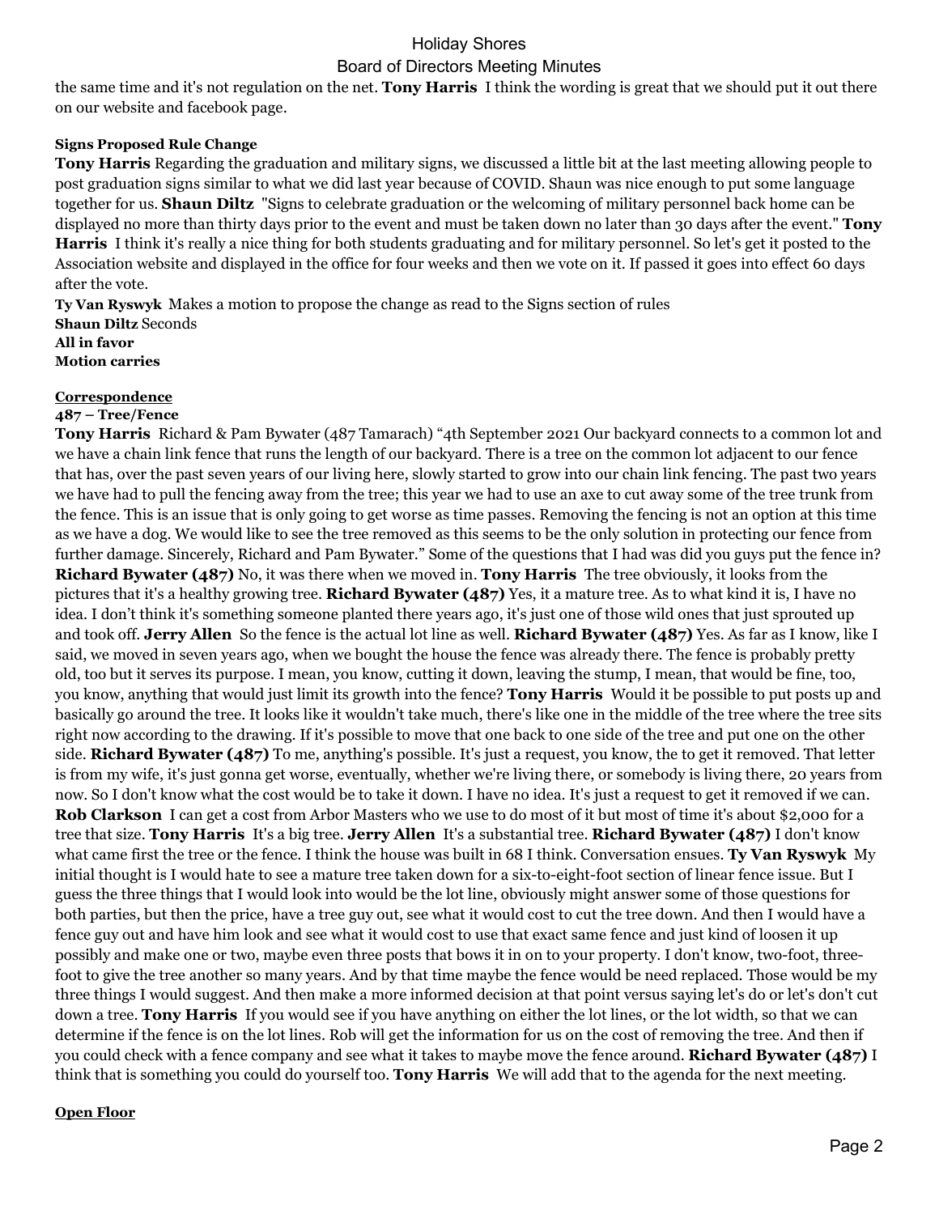the same time and it's not regulation on the net. **Tony Harris** I think the wording is great that we should put it out there on our website and facebook page.

**Signs Proposed Rule Change**

**Tony Harris** Regarding the graduation and military signs, we discussed a little bit at the last meeting allowing people to post graduation signs similar to what we did last year because of COVID. Shaun was nice enough to put some language together for us. **Shaun Diltz** "Signs to celebrate graduation or the welcoming of military personnel back home can be displayed no more than thirty days prior to the event and must be taken down no later than 30 days after the event." **Tony Harris** I think it's really a nice thing for both students graduating and for military personnel. So let's get it posted to the Association website and displayed in the office for four weeks and then we vote on it. If passed it goes into effect 60 days after the vote.

**Ty Van Ryswyk** Makes a motion to propose the change as read to the Signs section of rules
**Shaun Diltz** Seconds
**All in favor**
**Motion carries**

**Correspondence**

**487 – Tree/Fence**

**Tony Harris** Richard & Pam Bywater (487 Tamarach) "4th September 2021 Our backyard connects to a common lot and we have a chain link fence that runs the length of our backyard. There is a tree on the common lot adjacent to our fence that has, over the past seven years of our living here, slowly started to grow into our chain link fencing. The past two years we have had to pull the fencing away from the tree; this year we had to use an axe to cut away some of the tree trunk from the fence. This is an issue that is only going to get worse as time passes. Removing the fencing is not an option at this time as we have a dog. We would like to see the tree removed as this seems to be the only solution in protecting our fence from further damage. Sincerely, Richard and Pam Bywater." Some of the questions that I had was did you guys put the fence in? **Richard Bywater (487)** No, it was there when we moved in. **Tony Harris** The tree obviously, it looks from the pictures that it's a healthy growing tree. **Richard Bywater (487)** Yes, it a mature tree. As to what kind it is, I have no idea. I don't think it's something someone planted there years ago, it's just one of those wild ones that just sprouted up and took off. **Jerry Allen** So the fence is the actual lot line as well. **Richard Bywater (487)** Yes. As far as I know, like I said, we moved in seven years ago, when we bought the house the fence was already there. The fence is probably pretty old, too but it serves its purpose. I mean, you know, cutting it down, leaving the stump, I mean, that would be fine, too, you know, anything that would just limit its growth into the fence? **Tony Harris** Would it be possible to put posts up and basically go around the tree. It looks like it wouldn't take much, there's like one in the middle of the tree where the tree sits right now according to the drawing. If it's possible to move that one back to one side of the tree and put one on the other side. **Richard Bywater (487)** To me, anything's possible. It's just a request, you know, the to get it removed. That letter is from my wife, it's just gonna get worse, eventually, whether we're living there, or somebody is living there, 20 years from now. So I don't know what the cost would be to take it down. I have no idea. It's just a request to get it removed if we can. **Rob Clarkson** I can get a cost from Arbor Masters who we use to do most of it but most of time it's about $2,000 for a tree that size. **Tony Harris** It's a big tree. **Jerry Allen** It's a substantial tree. **Richard Bywater (487)** I don't know what came first the tree or the fence. I think the house was built in 68 I think. Conversation ensues. **Ty Van Ryswyk** My initial thought is I would hate to see a mature tree taken down for a six-to-eight-foot section of linear fence issue. But I guess the three things that I would look into would be the lot line, obviously might answer some of those questions for both parties, but then the price, have a tree guy out, see what it would cost to cut the tree down. And then I would have a fence guy out and have him look and see what it would cost to use that exact same fence and just kind of loosen it up possibly and make one or two, maybe even three posts that bows it in on to your property. I don't know, two-foot, three-foot to give the tree another so many years. And by that time maybe the fence would be need replaced. Those would be my three things I would suggest. And then make a more informed decision at that point versus saying let's do or let's don't cut down a tree. **Tony Harris** If you would see if you have anything on either the lot lines, or the lot width, so that we can determine if the fence is on the lot lines. Rob will get the information for us on the cost of removing the tree. And then if you could check with a fence company and see what it takes to maybe move the fence around. **Richard Bywater (487)** I think that is something you could do yourself too. **Tony Harris** We will add that to the agenda for the next meeting.

**Open Floor**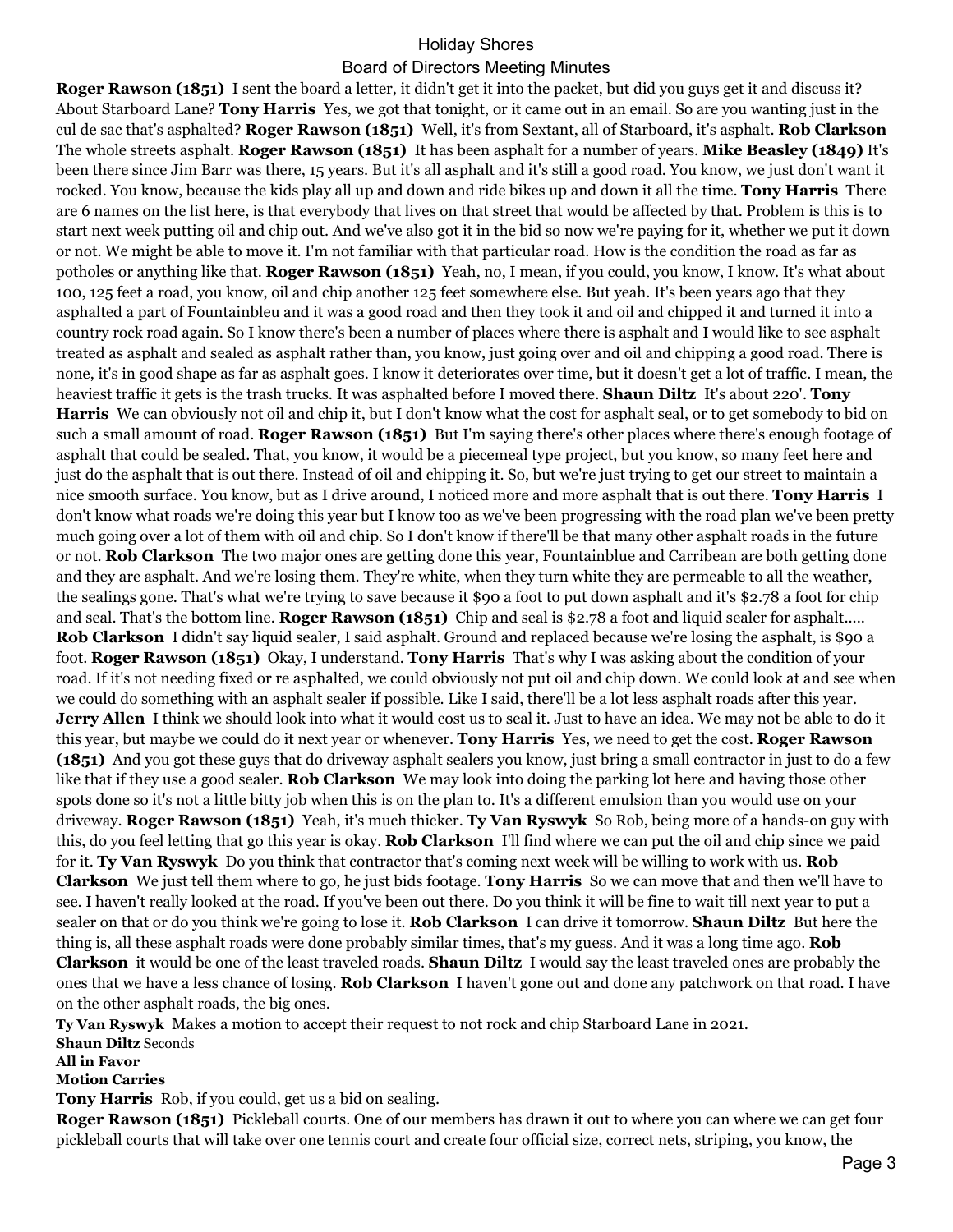**Roger Rawson (1851)** I sent the board a letter, it didn't get it into the packet, but did you guys get it and discuss it? About Starboard Lane? **Tony Harris** Yes, we got that tonight, or it came out in an email. So are you wanting just in the cul de sac that's asphalted? **Roger Rawson (1851)** Well, it's from Sextant, all of Starboard, it's asphalt. **Rob Clarkson** The whole streets asphalt. **Roger Rawson (1851)** It has been asphalt for a number of years. **Mike Beasley (1849)** It's been there since Jim Barr was there, 15 years. But it's all asphalt and it's still a good road. You know, we just don't want it rocked. You know, because the kids play all up and down and ride bikes up and down it all the time. **Tony Harris** There are 6 names on the list here, is that everybody that lives on that street that would be affected by that. Problem is this is to start next week putting oil and chip out. And we've also got it in the bid so now we're paying for it, whether we put it down or not. We might be able to move it. I'm not familiar with that particular road. How is the condition the road as far as potholes or anything like that. **Roger Rawson (1851)** Yeah, no, I mean, if you could, you know, I know. It's what about 100, 125 feet a road, you know, oil and chip another 125 feet somewhere else. But yeah. It's been years ago that they asphalted a part of Fountainbleu and it was a good road and then they took it and oil and chipped it and turned it into a country rock road again. So I know there's been a number of places where there is asphalt and I would like to see asphalt treated as asphalt and sealed as asphalt rather than, you know, just going over and oil and chipping a good road. There is none, it's in good shape as far as asphalt goes. I know it deteriorates over time, but it doesn't get a lot of traffic. I mean, the heaviest traffic it gets is the trash trucks. It was asphalted before I moved there. **Shaun Diltz** It's about 220'. **Tony Harris** We can obviously not oil and chip it, but I don't know what the cost for asphalt seal, or to get somebody to bid on such a small amount of road. **Roger Rawson (1851)** But I'm saying there's other places where there's enough footage of asphalt that could be sealed. That, you know, it would be a piecemeal type project, but you know, so many feet here and just do the asphalt that is out there. Instead of oil and chipping it. So, but we're just trying to get our street to maintain a nice smooth surface. You know, but as I drive around, I noticed more and more asphalt that is out there. **Tony Harris** I don't know what roads we're doing this year but I know too as we've been progressing with the road plan we've been pretty much going over a lot of them with oil and chip. So I don't know if there'll be that many other asphalt roads in the future or not. **Rob Clarkson** The two major ones are getting done this year, Fountainblue and Carribean are both getting done and they are asphalt. And we're losing them. They're white, when they turn white they are permeable to all the weather, the sealings gone. That's what we're trying to save because it $90 a foot to put down asphalt and it's $2.78 a foot for chip and seal. That's the bottom line. **Roger Rawson (1851)** Chip and seal is $2.78 a foot and liquid sealer for asphalt..... **Rob Clarkson** I didn't say liquid sealer, I said asphalt. Ground and replaced because we're losing the asphalt, is $90 a foot. **Roger Rawson (1851)** Okay, I understand. **Tony Harris** That's why I was asking about the condition of your road. If it's not needing fixed or re asphalted, we could obviously not put oil and chip down. We could look at and see when we could do something with an asphalt sealer if possible. Like I said, there'll be a lot less asphalt roads after this year. **Jerry Allen** I think we should look into what it would cost us to seal it. Just to have an idea. We may not be able to do it this year, but maybe we could do it next year or whenever. **Tony Harris** Yes, we need to get the cost. **Roger Rawson (1851)** And you got these guys that do driveway asphalt sealers you know, just bring a small contractor in just to do a few like that if they use a good sealer. **Rob Clarkson** We may look into doing the parking lot here and having those other spots done so it's not a little bitty job when this is on the plan to. It's a different emulsion than you would use on your driveway. **Roger Rawson (1851)** Yeah, it's much thicker. **Ty Van Ryswyk** So Rob, being more of a hands-on guy with this, do you feel letting that go this year is okay. **Rob Clarkson** I'll find where we can put the oil and chip since we paid for it. **Ty Van Ryswyk** Do you think that contractor that's coming next week will be willing to work with us. **Rob Clarkson** We just tell them where to go, he just bids footage. **Tony Harris** So we can move that and then we'll have to see. I haven't really looked at the road. If you've been out there. Do you think it will be fine to wait till next year to put a sealer on that or do you think we're going to lose it. **Rob Clarkson** I can drive it tomorrow. **Shaun Diltz** But here the thing is, all these asphalt roads were done probably similar times, that's my guess. And it was a long time ago. **Rob Clarkson** it would be one of the least traveled roads. **Shaun Diltz** I would say the least traveled ones are probably the ones that we have a less chance of losing. **Rob Clarkson** I haven't gone out and done any patchwork on that road. I have on the other asphalt roads, the big ones.

**Ty Van Ryswyk** Makes a motion to accept their request to not rock and chip Starboard Lane in 2021.
**Shaun Diltz** Seconds
**All in Favor**
**Motion Carries**

**Tony Harris** Rob, if you could, get us a bid on sealing.

**Roger Rawson (1851)** Pickleball courts. One of our members has drawn it out to where you can where we can get four pickleball courts that will take over one tennis court and create four official size, correct nets, striping, you know, the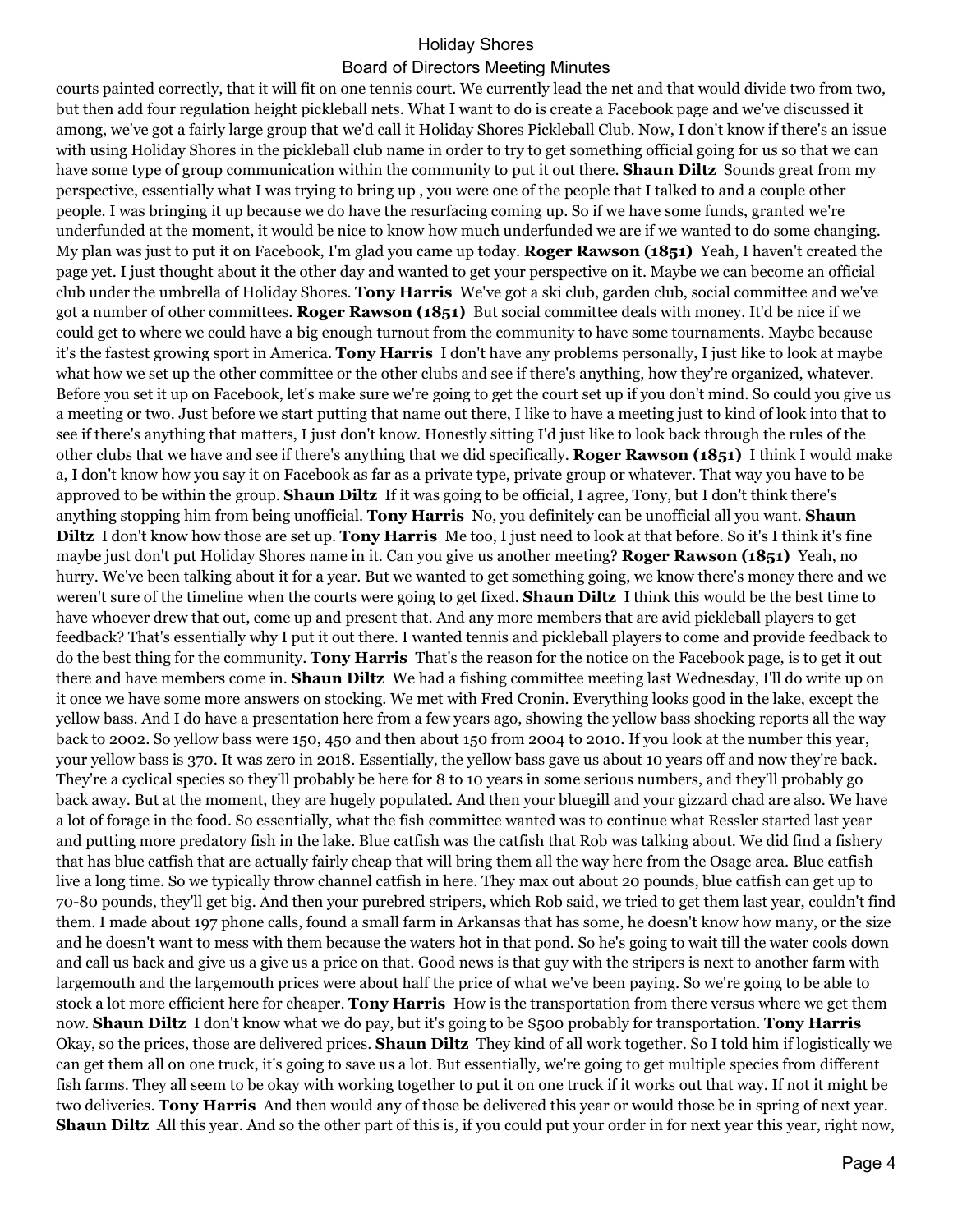courts painted correctly, that it will fit on one tennis court. We currently lead the net and that would divide two from two, but then add four regulation height pickleball nets. What I want to do is create a Facebook page and we've discussed it among, we've got a fairly large group that we'd call it Holiday Shores Pickleball Club. Now, I don't know if there's an issue with using Holiday Shores in the pickleball club name in order to try to get something official going for us so that we can have some type of group communication within the community to put it out there. **Shaun Diltz** Sounds great from my perspective, essentially what I was trying to bring up , you were one of the people that I talked to and a couple other people. I was bringing it up because we do have the resurfacing coming up. So if we have some funds, granted we're underfunded at the moment, it would be nice to know how much underfunded we are if we wanted to do some changing. My plan was just to put it on Facebook, I'm glad you came up today. **Roger Rawson (1851)** Yeah, I haven't created the page yet. I just thought about it the other day and wanted to get your perspective on it. Maybe we can become an official club under the umbrella of Holiday Shores. **Tony Harris** We've got a ski club, garden club, social committee and we've got a number of other committees. **Roger Rawson (1851)** But social committee deals with money. It'd be nice if we could get to where we could have a big enough turnout from the community to have some tournaments. Maybe because it's the fastest growing sport in America. **Tony Harris** I don't have any problems personally, I just like to look at maybe what how we set up the other committee or the other clubs and see if there's anything, how they're organized, whatever. Before you set it up on Facebook, let's make sure we're going to get the court set up if you don't mind. So could you give us a meeting or two. Just before we start putting that name out there, I like to have a meeting just to kind of look into that to see if there's anything that matters, I just don't know. Honestly sitting I'd just like to look back through the rules of the other clubs that we have and see if there's anything that we did specifically. **Roger Rawson (1851)** I think I would make a, I don't know how you say it on Facebook as far as a private type, private group or whatever. That way you have to be approved to be within the group. **Shaun Diltz** If it was going to be official, I agree, Tony, but I don't think there's anything stopping him from being unofficial. **Tony Harris** No, you definitely can be unofficial all you want. **Shaun Diltz** I don't know how those are set up. **Tony Harris** Me too, I just need to look at that before. So it's I think it's fine maybe just don't put Holiday Shores name in it. Can you give us another meeting? **Roger Rawson (1851)** Yeah, no hurry. We've been talking about it for a year. But we wanted to get something going, we know there's money there and we weren't sure of the timeline when the courts were going to get fixed. **Shaun Diltz** I think this would be the best time to have whoever drew that out, come up and present that. And any more members that are avid pickleball players to get feedback? That's essentially why I put it out there. I wanted tennis and pickleball players to come and provide feedback to do the best thing for the community. **Tony Harris** That's the reason for the notice on the Facebook page, is to get it out there and have members come in. **Shaun Diltz** We had a fishing committee meeting last Wednesday, I'll do write up on it once we have some more answers on stocking. We met with Fred Cronin. Everything looks good in the lake, except the yellow bass. And I do have a presentation here from a few years ago, showing the yellow bass shocking reports all the way back to 2002. So yellow bass were 150, 450 and then about 150 from 2004 to 2010. If you look at the number this year, your yellow bass is 370. It was zero in 2018. Essentially, the yellow bass gave us about 10 years off and now they're back. They're a cyclical species so they'll probably be here for 8 to 10 years in some serious numbers, and they'll probably go back away. But at the moment, they are hugely populated. And then your bluegill and your gizzard chad are also. We have a lot of forage in the food. So essentially, what the fish committee wanted was to continue what Ressler started last year and putting more predatory fish in the lake. Blue catfish was the catfish that Rob was talking about. We did find a fishery that has blue catfish that are actually fairly cheap that will bring them all the way here from the Osage area. Blue catfish live a long time. So we typically throw channel catfish in here. They max out about 20 pounds, blue catfish can get up to 70-80 pounds, they'll get big. And then your purebred stripers, which Rob said, we tried to get them last year, couldn't find them. I made about 197 phone calls, found a small farm in Arkansas that has some, he doesn't know how many, or the size and he doesn't want to mess with them because the waters hot in that pond. So he's going to wait till the water cools down and call us back and give us a give us a price on that. Good news is that guy with the stripers is next to another farm with largemouth and the largemouth prices were about half the price of what we've been paying. So we're going to be able to stock a lot more efficient here for cheaper. **Tony Harris** How is the transportation from there versus where we get them now. **Shaun Diltz** I don't know what we do pay, but it's going to be $500 probably for transportation. **Tony Harris** Okay, so the prices, those are delivered prices. **Shaun Diltz** They kind of all work together. So I told him if logistically we can get them all on one truck, it's going to save us a lot. But essentially, we're going to get multiple species from different fish farms. They all seem to be okay with working together to put it on one truck if it works out that way. If not it might be two deliveries. **Tony Harris** And then would any of those be delivered this year or would those be in spring of next year. **Shaun Diltz** All this year. And so the other part of this is, if you could put your order in for next year this year, right now,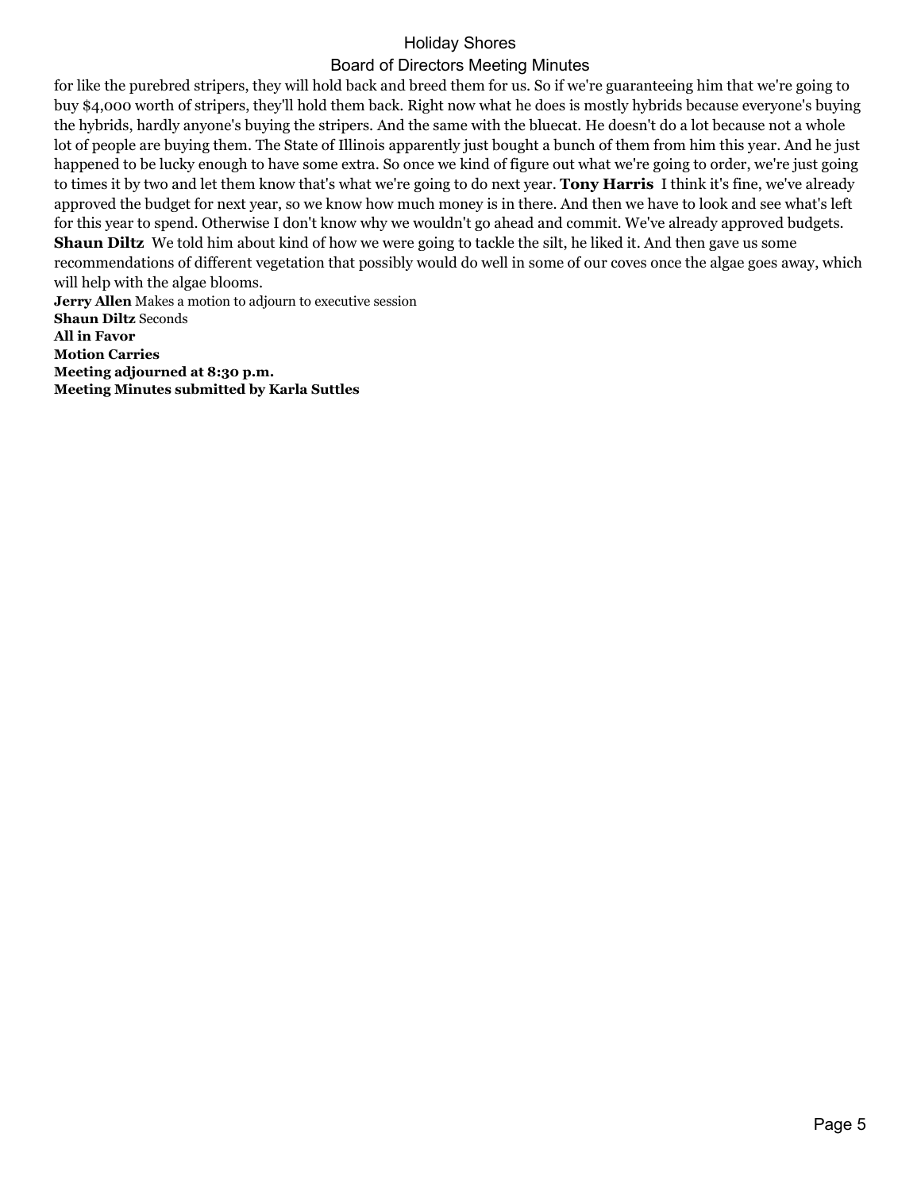for like the purebred stripers, they will hold back and breed them for us. So if we're guaranteeing him that we're going to buy $4,000 worth of stripers, they'll hold them back. Right now what he does is mostly hybrids because everyone's buying the hybrids, hardly anyone's buying the stripers. And the same with the bluecat. He doesn't do a lot because not a whole lot of people are buying them. The State of Illinois apparently just bought a bunch of them from him this year. And he just happened to be lucky enough to have some extra. So once we kind of figure out what we're going to order, we're just going to times it by two and let them know that's what we're going to do next year. **Tony Harris** I think it's fine, we've already approved the budget for next year, so we know how much money is in there. And then we have to look and see what's left for this year to spend. Otherwise I don't know why we wouldn't go ahead and commit. We've already approved budgets. **Shaun Diltz** We told him about kind of how we were going to tackle the silt, he liked it. And then gave us some recommendations of different vegetation that possibly would do well in some of our coves once the algae goes away, which will help with the algae blooms.

**Jerry Allen** Makes a motion to adjourn to executive session
**Shaun Diltz** Seconds
**All in Favor**
**Motion Carries**
**Meeting adjourned at 8:30 p.m.**
**Meeting Minutes submitted by Karla Suttles**